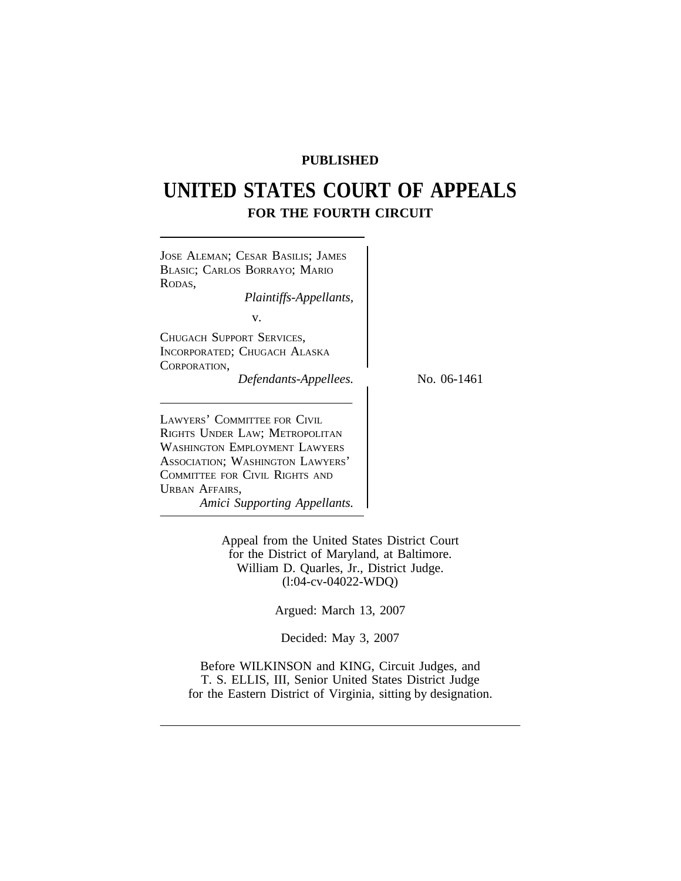**PUBLISHED**

# UNITED STATES COURT OF APPEALS

## FOR THE FOURTH CIRCUIT

JOSE ALEMAN; CESAR BASILIS; JAMES BLASIC; CARLOS BORRAYO; MARIO RODAS,
*Plaintiffs-Appellants,*

v.

CHUGACH SUPPORT SERVICES, INCORPORATED; CHUGACH ALASKA CORPORATION,
*Defendants-Appellees.*

No. 06-1461

LAWYERS' COMMITTEE FOR CIVIL RIGHTS UNDER LAW; METROPOLITAN WASHINGTON EMPLOYMENT LAWYERS ASSOCIATION; WASHINGTON LAWYERS' COMMITTEE FOR CIVIL RIGHTS AND URBAN AFFAIRS,
*Amici Supporting Appellants.*

Appeal from the United States District Court
for the District of Maryland, at Baltimore.
William D. Quarles, Jr., District Judge.
(l:04-cv-04022-WDQ)

Argued: March 13, 2007

Decided: May 3, 2007

Before WILKINSON and KING, Circuit Judges, and
T. S. ELLIS, III, Senior United States District Judge
for the Eastern District of Virginia, sitting by designation.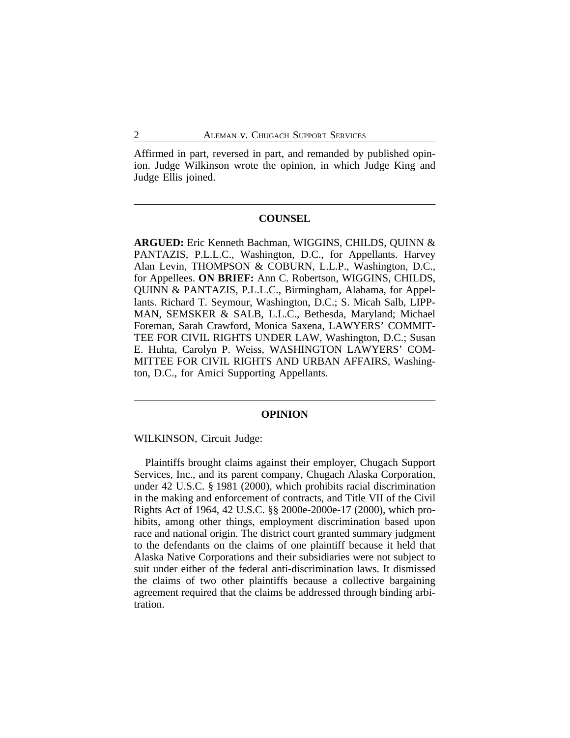Affirmed in part, reversed in part, and remanded by published opinion. Judge Wilkinson wrote the opinion, in which Judge King and Judge Ellis joined.

---

## COUNSEL

**ARGUED:** Eric Kenneth Bachman, WIGGINS, CHILDS, QUINN & PANTAZIS, P.L.L.C., Washington, D.C., for Appellants. Harvey Alan Levin, THOMPSON & COBURN, L.L.P., Washington, D.C., for Appellees. **ON BRIEF:** Ann C. Robertson, WIGGINS, CHILDS, QUINN & PANTAZIS, P.L.L.C., Birmingham, Alabama, for Appellants. Richard T. Seymour, Washington, D.C.; S. Micah Salb, LIPPMAN, SEMSKER & SALB, L.L.C., Bethesda, Maryland; Michael Foreman, Sarah Crawford, Monica Saxena, LAWYERS' COMMITTEE FOR CIVIL RIGHTS UNDER LAW, Washington, D.C.; Susan E. Huhta, Carolyn P. Weiss, WASHINGTON LAWYERS' COMMITTEE FOR CIVIL RIGHTS AND URBAN AFFAIRS, Washington, D.C., for Amici Supporting Appellants.

---

## OPINION

WILKINSON, Circuit Judge:

Plaintiffs brought claims against their employer, Chugach Support Services, Inc., and its parent company, Chugach Alaska Corporation, under 42 U.S.C. § 1981 (2000), which prohibits racial discrimination in the making and enforcement of contracts, and Title VII of the Civil Rights Act of 1964, 42 U.S.C. §§ 2000e-2000e-17 (2000), which prohibits, among other things, employment discrimination based upon race and national origin. The district court granted summary judgment to the defendants on the claims of one plaintiff because it held that Alaska Native Corporations and their subsidiaries were not subject to suit under either of the federal anti-discrimination laws. It dismissed the claims of two other plaintiffs because a collective bargaining agreement required that the claims be addressed through binding arbitration.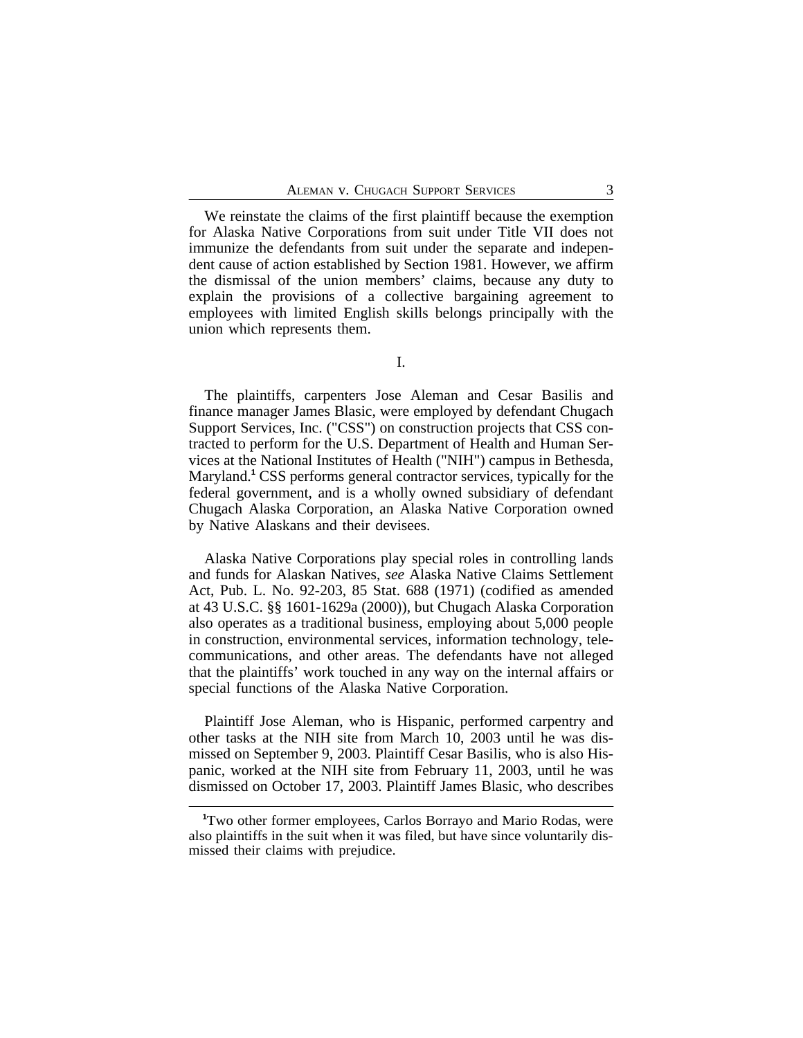We reinstate the claims of the first plaintiff because the exemption for Alaska Native Corporations from suit under Title VII does not immunize the defendants from suit under the separate and independent cause of action established by Section 1981. However, we affirm the dismissal of the union members' claims, because any duty to explain the provisions of a collective bargaining agreement to employees with limited English skills belongs principally with the union which represents them.

## I.

The plaintiffs, carpenters Jose Aleman and Cesar Basilis and finance manager James Blasic, were employed by defendant Chugach Support Services, Inc. ("CSS") on construction projects that CSS contracted to perform for the U.S. Department of Health and Human Services at the National Institutes of Health ("NIH") campus in Bethesda, Maryland.[1] CSS performs general contractor services, typically for the federal government, and is a wholly owned subsidiary of defendant Chugach Alaska Corporation, an Alaska Native Corporation owned by Native Alaskans and their devisees.

Alaska Native Corporations play special roles in controlling lands and funds for Alaskan Natives, *see* Alaska Native Claims Settlement Act, Pub. L. No. 92-203, 85 Stat. 688 (1971) (codified as amended at 43 U.S.C. §§ 1601-1629a (2000)), but Chugach Alaska Corporation also operates as a traditional business, employing about 5,000 people in construction, environmental services, information technology, telecommunications, and other areas. The defendants have not alleged that the plaintiffs' work touched in any way on the internal affairs or special functions of the Alaska Native Corporation.

Plaintiff Jose Aleman, who is Hispanic, performed carpentry and other tasks at the NIH site from March 10, 2003 until he was dismissed on September 9, 2003. Plaintiff Cesar Basilis, who is also Hispanic, worked at the NIH site from February 11, 2003, until he was dismissed on October 17, 2003. Plaintiff James Blasic, who describes

[1] Two other former employees, Carlos Borrayo and Mario Rodas, were also plaintiffs in the suit when it was filed, but have since voluntarily dismissed their claims with prejudice.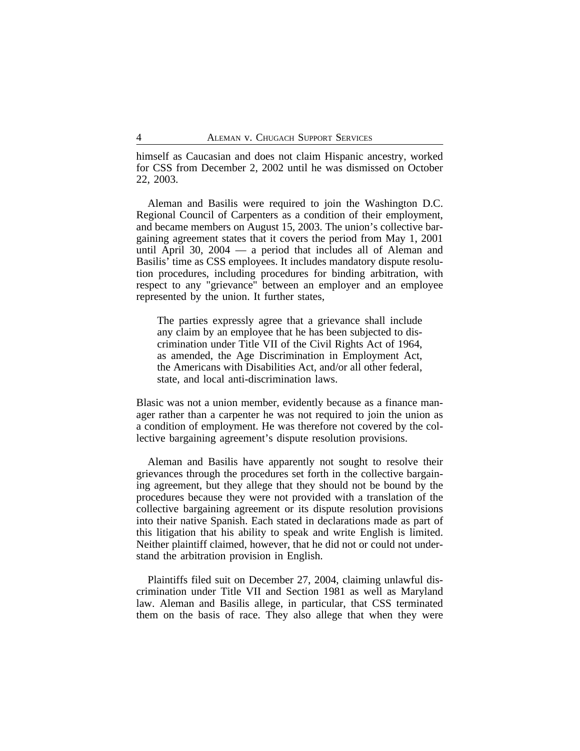himself as Caucasian and does not claim Hispanic ancestry, worked for CSS from December 2, 2002 until he was dismissed on October 22, 2003.

Aleman and Basilis were required to join the Washington D.C. Regional Council of Carpenters as a condition of their employment, and became members on August 15, 2003. The union's collective bargaining agreement states that it covers the period from May 1, 2001 until April 30, 2004 — a period that includes all of Aleman and Basilis' time as CSS employees. It includes mandatory dispute resolution procedures, including procedures for binding arbitration, with respect to any "grievance" between an employer and an employee represented by the union. It further states,

> The parties expressly agree that a grievance shall include any claim by an employee that he has been subjected to discrimination under Title VII of the Civil Rights Act of 1964, as amended, the Age Discrimination in Employment Act, the Americans with Disabilities Act, and/or all other federal, state, and local anti-discrimination laws.

Blasic was not a union member, evidently because as a finance manager rather than a carpenter he was not required to join the union as a condition of employment. He was therefore not covered by the collective bargaining agreement's dispute resolution provisions.

Aleman and Basilis have apparently not sought to resolve their grievances through the procedures set forth in the collective bargaining agreement, but they allege that they should not be bound by the procedures because they were not provided with a translation of the collective bargaining agreement or its dispute resolution provisions into their native Spanish. Each stated in declarations made as part of this litigation that his ability to speak and write English is limited. Neither plaintiff claimed, however, that he did not or could not understand the arbitration provision in English.

Plaintiffs filed suit on December 27, 2004, claiming unlawful discrimination under Title VII and Section 1981 as well as Maryland law. Aleman and Basilis allege, in particular, that CSS terminated them on the basis of race. They also allege that when they were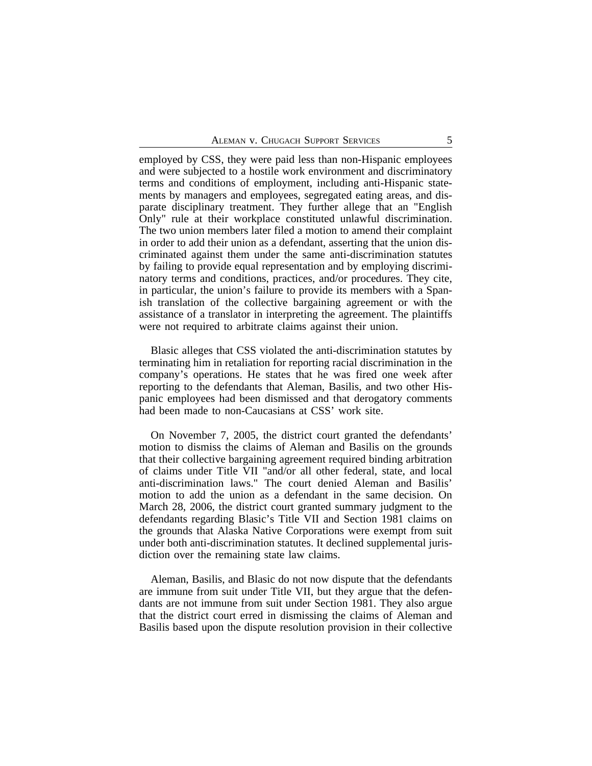employed by CSS, they were paid less than non-Hispanic employees and were subjected to a hostile work environment and discriminatory terms and conditions of employment, including anti-Hispanic statements by managers and employees, segregated eating areas, and disparate disciplinary treatment. They further allege that an "English Only" rule at their workplace constituted unlawful discrimination. The two union members later filed a motion to amend their complaint in order to add their union as a defendant, asserting that the union discriminated against them under the same anti-discrimination statutes by failing to provide equal representation and by employing discriminatory terms and conditions, practices, and/or procedures. They cite, in particular, the union's failure to provide its members with a Spanish translation of the collective bargaining agreement or with the assistance of a translator in interpreting the agreement. The plaintiffs were not required to arbitrate claims against their union.

Blasic alleges that CSS violated the anti-discrimination statutes by terminating him in retaliation for reporting racial discrimination in the company's operations. He states that he was fired one week after reporting to the defendants that Aleman, Basilis, and two other Hispanic employees had been dismissed and that derogatory comments had been made to non-Caucasians at CSS' work site.

On November 7, 2005, the district court granted the defendants' motion to dismiss the claims of Aleman and Basilis on the grounds that their collective bargaining agreement required binding arbitration of claims under Title VII "and/or all other federal, state, and local anti-discrimination laws." The court denied Aleman and Basilis' motion to add the union as a defendant in the same decision. On March 28, 2006, the district court granted summary judgment to the defendants regarding Blasic's Title VII and Section 1981 claims on the grounds that Alaska Native Corporations were exempt from suit under both anti-discrimination statutes. It declined supplemental jurisdiction over the remaining state law claims.

Aleman, Basilis, and Blasic do not now dispute that the defendants are immune from suit under Title VII, but they argue that the defendants are not immune from suit under Section 1981. They also argue that the district court erred in dismissing the claims of Aleman and Basilis based upon the dispute resolution provision in their collective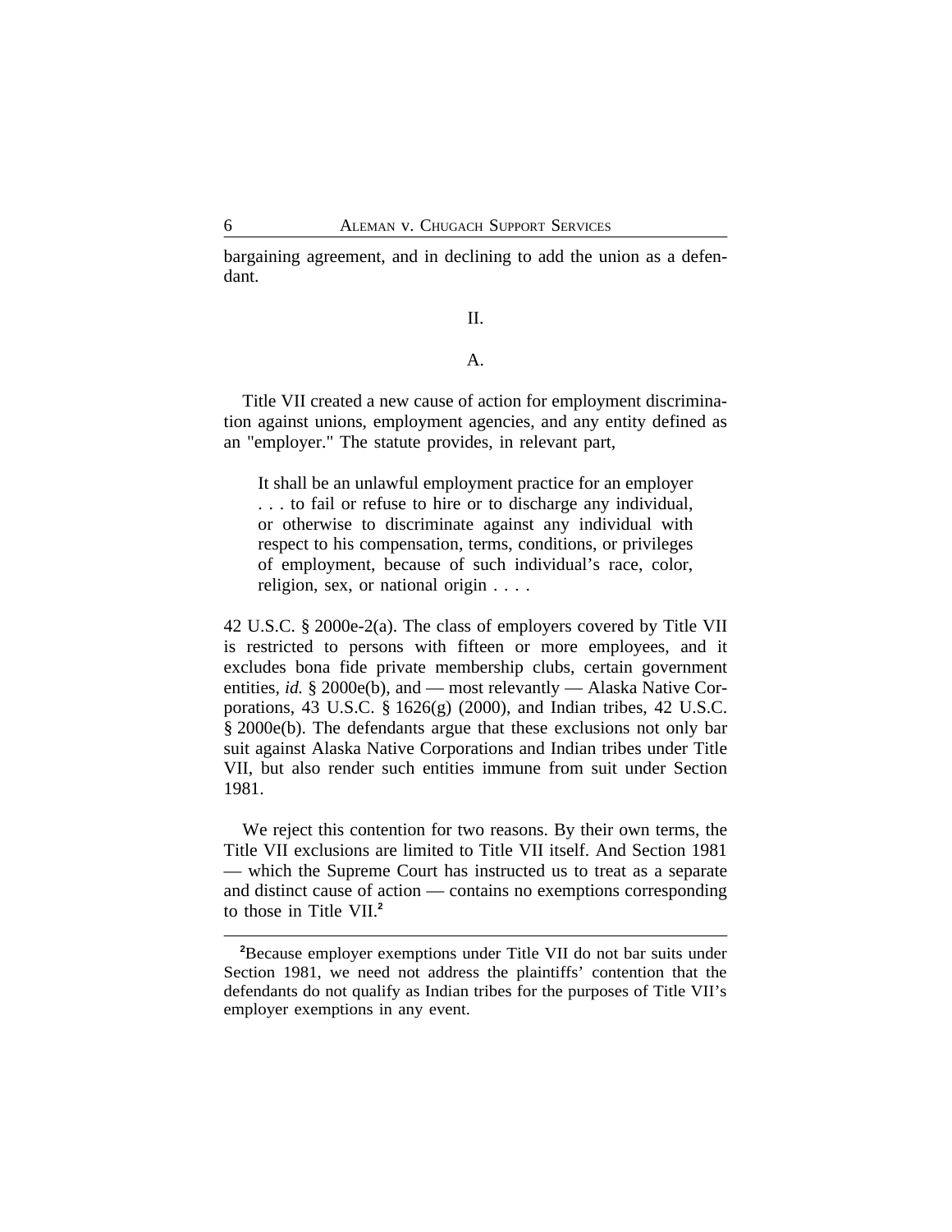bargaining agreement, and in declining to add the union as a defendant.

## II.

### A.

Title VII created a new cause of action for employment discrimination against unions, employment agencies, and any entity defined as an "employer." The statute provides, in relevant part,

> It shall be an unlawful employment practice for an employer . . . to fail or refuse to hire or to discharge any individual, or otherwise to discriminate against any individual with respect to his compensation, terms, conditions, or privileges of employment, because of such individual's race, color, religion, sex, or national origin . . . .

42 U.S.C. § 2000e-2(a). The class of employers covered by Title VII is restricted to persons with fifteen or more employees, and it excludes bona fide private membership clubs, certain government entities, *id.* § 2000e(b), and — most relevantly — Alaska Native Corporations, 43 U.S.C. § 1626(g) (2000), and Indian tribes, 42 U.S.C. § 2000e(b). The defendants argue that these exclusions not only bar suit against Alaska Native Corporations and Indian tribes under Title VII, but also render such entities immune from suit under Section 1981.

We reject this contention for two reasons. By their own terms, the Title VII exclusions are limited to Title VII itself. And Section 1981 — which the Supreme Court has instructed us to treat as a separate and distinct cause of action — contains no exemptions corresponding to those in Title VII.[2]

---

[2]Because employer exemptions under Title VII do not bar suits under Section 1981, we need not address the plaintiffs' contention that the defendants do not qualify as Indian tribes for the purposes of Title VII's employer exemptions in any event.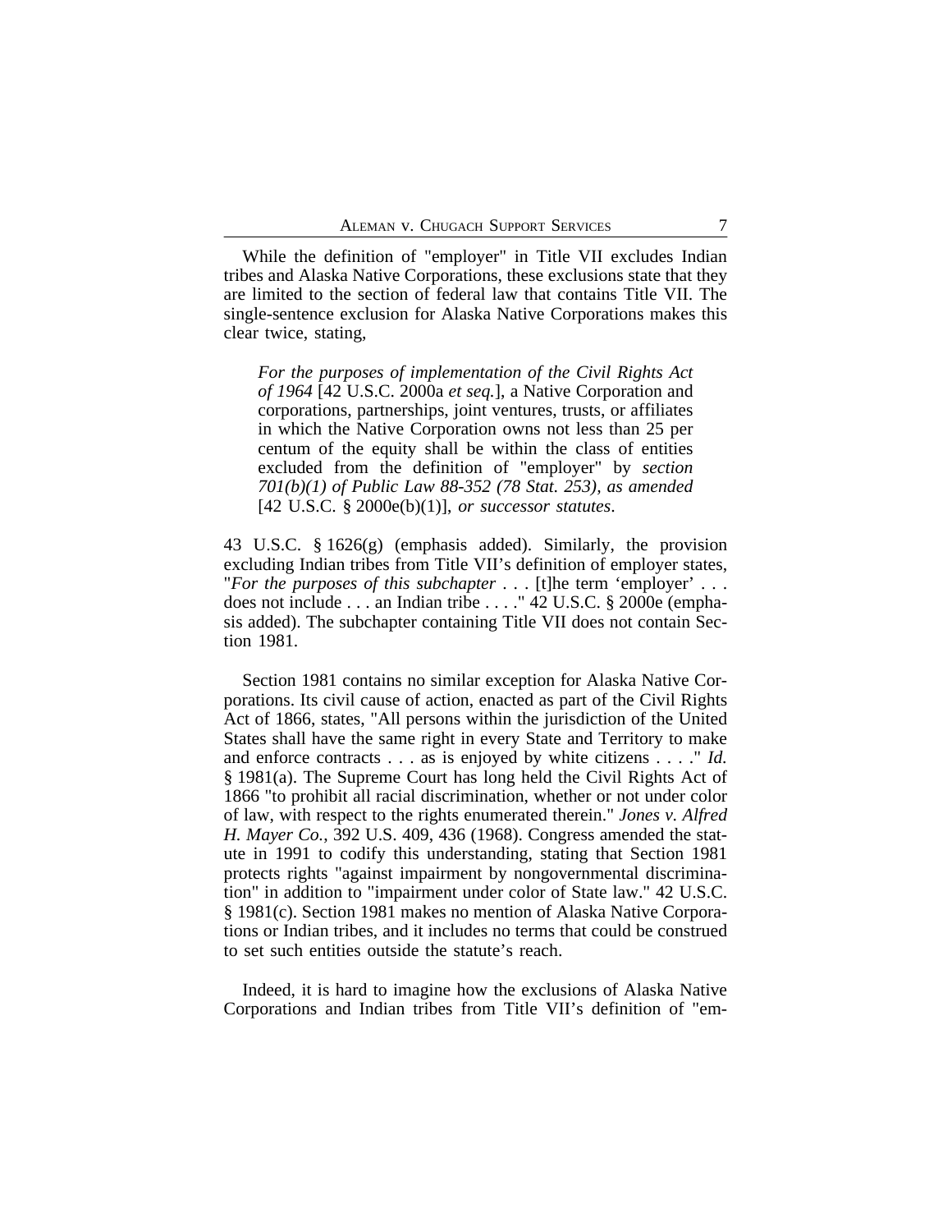While the definition of "employer" in Title VII excludes Indian tribes and Alaska Native Corporations, these exclusions state that they are limited to the section of federal law that contains Title VII. The single-sentence exclusion for Alaska Native Corporations makes this clear twice, stating,

> *For the purposes of implementation of the Civil Rights Act of 1964* [42 U.S.C. 2000a *et seq.*], a Native Corporation and corporations, partnerships, joint ventures, trusts, or affiliates in which the Native Corporation owns not less than 25 per centum of the equity shall be within the class of entities excluded from the definition of "employer" by *section 701(b)(1) of Public Law 88-352 (78 Stat. 253), as amended* [42 U.S.C. § 2000e(b)(1)], *or successor statutes*.

43 U.S.C. § 1626(g) (emphasis added). Similarly, the provision excluding Indian tribes from Title VII's definition of employer states, "*For the purposes of this subchapter* . . . [t]he term 'employer' . . . does not include . . . an Indian tribe . . . ." 42 U.S.C. § 2000e (emphasis added). The subchapter containing Title VII does not contain Section 1981.

Section 1981 contains no similar exception for Alaska Native Corporations. Its civil cause of action, enacted as part of the Civil Rights Act of 1866, states, "All persons within the jurisdiction of the United States shall have the same right in every State and Territory to make and enforce contracts . . . as is enjoyed by white citizens . . . ." *Id.* § 1981(a). The Supreme Court has long held the Civil Rights Act of 1866 "to prohibit all racial discrimination, whether or not under color of law, with respect to the rights enumerated therein." *Jones v. Alfred H. Mayer Co.*, 392 U.S. 409, 436 (1968). Congress amended the statute in 1991 to codify this understanding, stating that Section 1981 protects rights "against impairment by nongovernmental discrimination" in addition to "impairment under color of State law." 42 U.S.C. § 1981(c). Section 1981 makes no mention of Alaska Native Corporations or Indian tribes, and it includes no terms that could be construed to set such entities outside the statute's reach.

Indeed, it is hard to imagine how the exclusions of Alaska Native Corporations and Indian tribes from Title VII's definition of "em-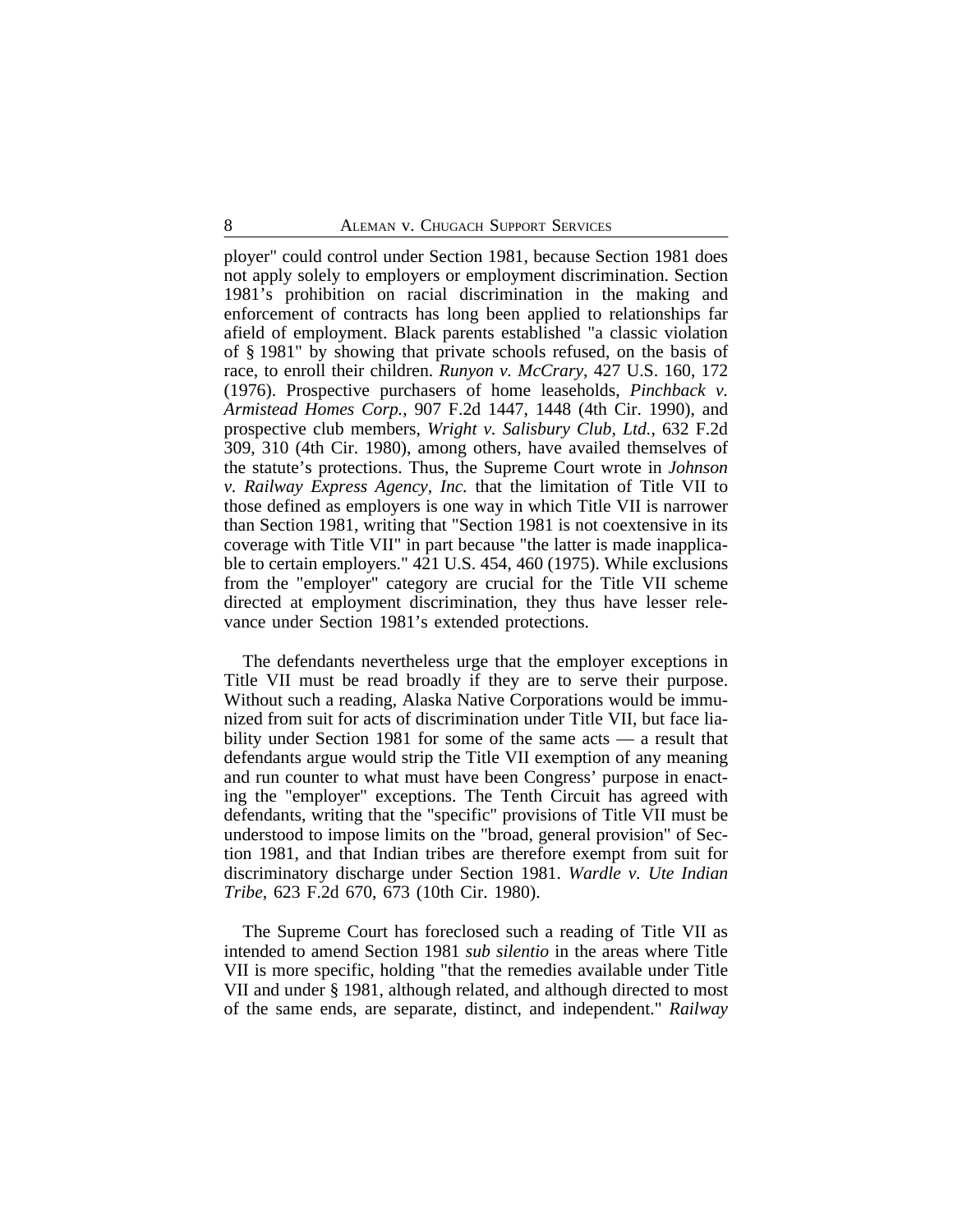ployer" could control under Section 1981, because Section 1981 does not apply solely to employers or employment discrimination. Section 1981's prohibition on racial discrimination in the making and enforcement of contracts has long been applied to relationships far afield of employment. Black parents established "a classic violation of § 1981" by showing that private schools refused, on the basis of race, to enroll their children. *Runyon v. McCrary*, 427 U.S. 160, 172 (1976). Prospective purchasers of home leaseholds, *Pinchback v. Armistead Homes Corp.*, 907 F.2d 1447, 1448 (4th Cir. 1990), and prospective club members, *Wright v. Salisbury Club, Ltd.*, 632 F.2d 309, 310 (4th Cir. 1980), among others, have availed themselves of the statute's protections. Thus, the Supreme Court wrote in *Johnson v. Railway Express Agency, Inc.* that the limitation of Title VII to those defined as employers is one way in which Title VII is narrower than Section 1981, writing that "Section 1981 is not coextensive in its coverage with Title VII" in part because "the latter is made inapplicable to certain employers." 421 U.S. 454, 460 (1975). While exclusions from the "employer" category are crucial for the Title VII scheme directed at employment discrimination, they thus have lesser relevance under Section 1981's extended protections.

The defendants nevertheless urge that the employer exceptions in Title VII must be read broadly if they are to serve their purpose. Without such a reading, Alaska Native Corporations would be immunized from suit for acts of discrimination under Title VII, but face liability under Section 1981 for some of the same acts — a result that defendants argue would strip the Title VII exemption of any meaning and run counter to what must have been Congress' purpose in enacting the "employer" exceptions. The Tenth Circuit has agreed with defendants, writing that the "specific" provisions of Title VII must be understood to impose limits on the "broad, general provision" of Section 1981, and that Indian tribes are therefore exempt from suit for discriminatory discharge under Section 1981. *Wardle v. Ute Indian Tribe*, 623 F.2d 670, 673 (10th Cir. 1980).

The Supreme Court has foreclosed such a reading of Title VII as intended to amend Section 1981 *sub silentio* in the areas where Title VII is more specific, holding "that the remedies available under Title VII and under § 1981, although related, and although directed to most of the same ends, are separate, distinct, and independent." *Railway*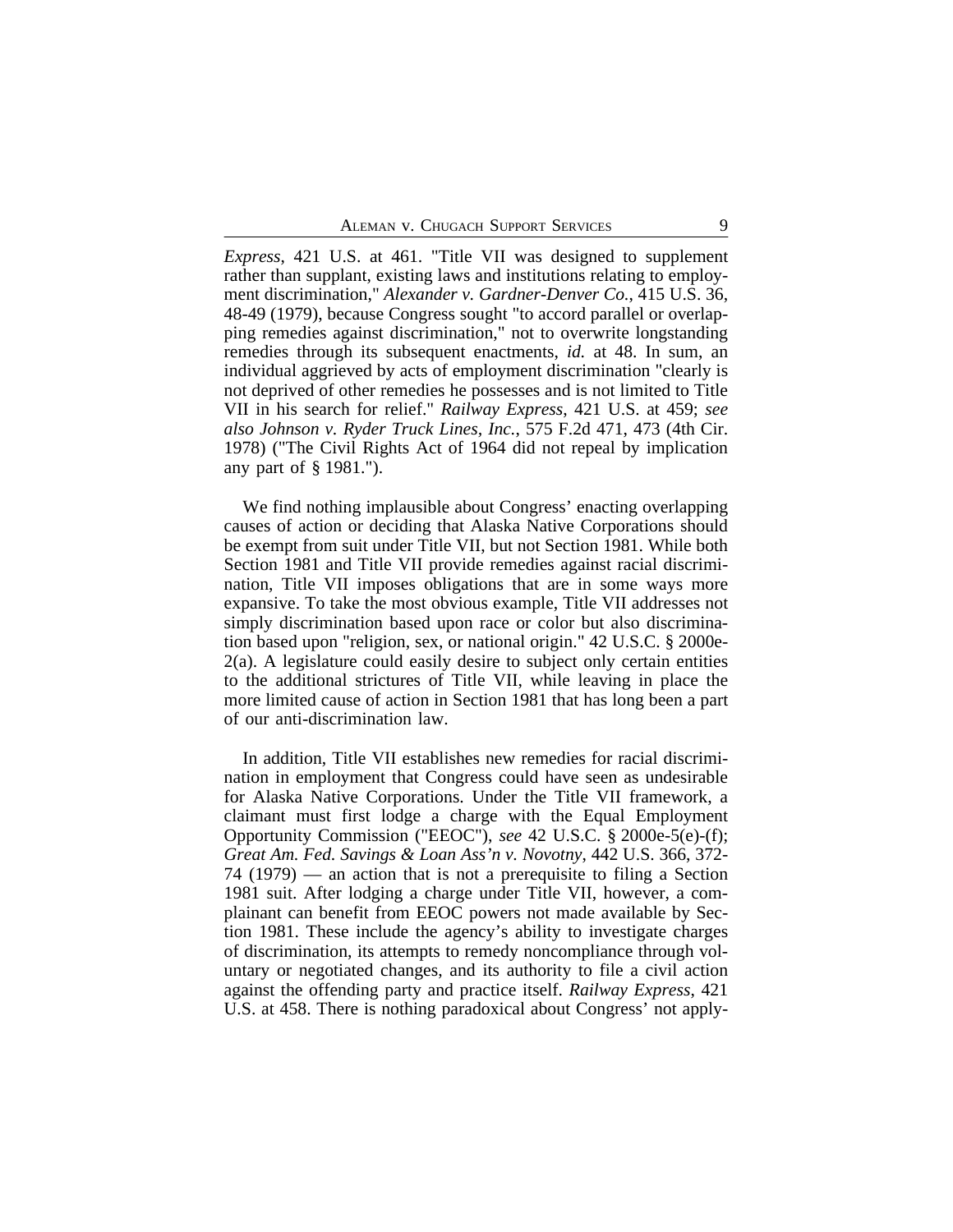*Express*, 421 U.S. at 461. "Title VII was designed to supplement rather than supplant, existing laws and institutions relating to employment discrimination," *Alexander v. Gardner-Denver Co.*, 415 U.S. 36, 48-49 (1979), because Congress sought "to accord parallel or overlapping remedies against discrimination," not to overwrite longstanding remedies through its subsequent enactments, *id.* at 48. In sum, an individual aggrieved by acts of employment discrimination "clearly is not deprived of other remedies he possesses and is not limited to Title VII in his search for relief." *Railway Express*, 421 U.S. at 459; *see also Johnson v. Ryder Truck Lines, Inc.*, 575 F.2d 471, 473 (4th Cir. 1978) ("The Civil Rights Act of 1964 did not repeal by implication any part of § 1981.").

We find nothing implausible about Congress' enacting overlapping causes of action or deciding that Alaska Native Corporations should be exempt from suit under Title VII, but not Section 1981. While both Section 1981 and Title VII provide remedies against racial discrimination, Title VII imposes obligations that are in some ways more expansive. To take the most obvious example, Title VII addresses not simply discrimination based upon race or color but also discrimination based upon "religion, sex, or national origin." 42 U.S.C. § 2000e-2(a). A legislature could easily desire to subject only certain entities to the additional strictures of Title VII, while leaving in place the more limited cause of action in Section 1981 that has long been a part of our anti-discrimination law.

In addition, Title VII establishes new remedies for racial discrimination in employment that Congress could have seen as undesirable for Alaska Native Corporations. Under the Title VII framework, a claimant must first lodge a charge with the Equal Employment Opportunity Commission ("EEOC"), *see* 42 U.S.C. § 2000e-5(e)-(f); *Great Am. Fed. Savings & Loan Ass'n v. Novotny*, 442 U.S. 366, 372-74 (1979) — an action that is not a prerequisite to filing a Section 1981 suit. After lodging a charge under Title VII, however, a complainant can benefit from EEOC powers not made available by Section 1981. These include the agency's ability to investigate charges of discrimination, its attempts to remedy noncompliance through voluntary or negotiated changes, and its authority to file a civil action against the offending party and practice itself. *Railway Express*, 421 U.S. at 458. There is nothing paradoxical about Congress' not apply-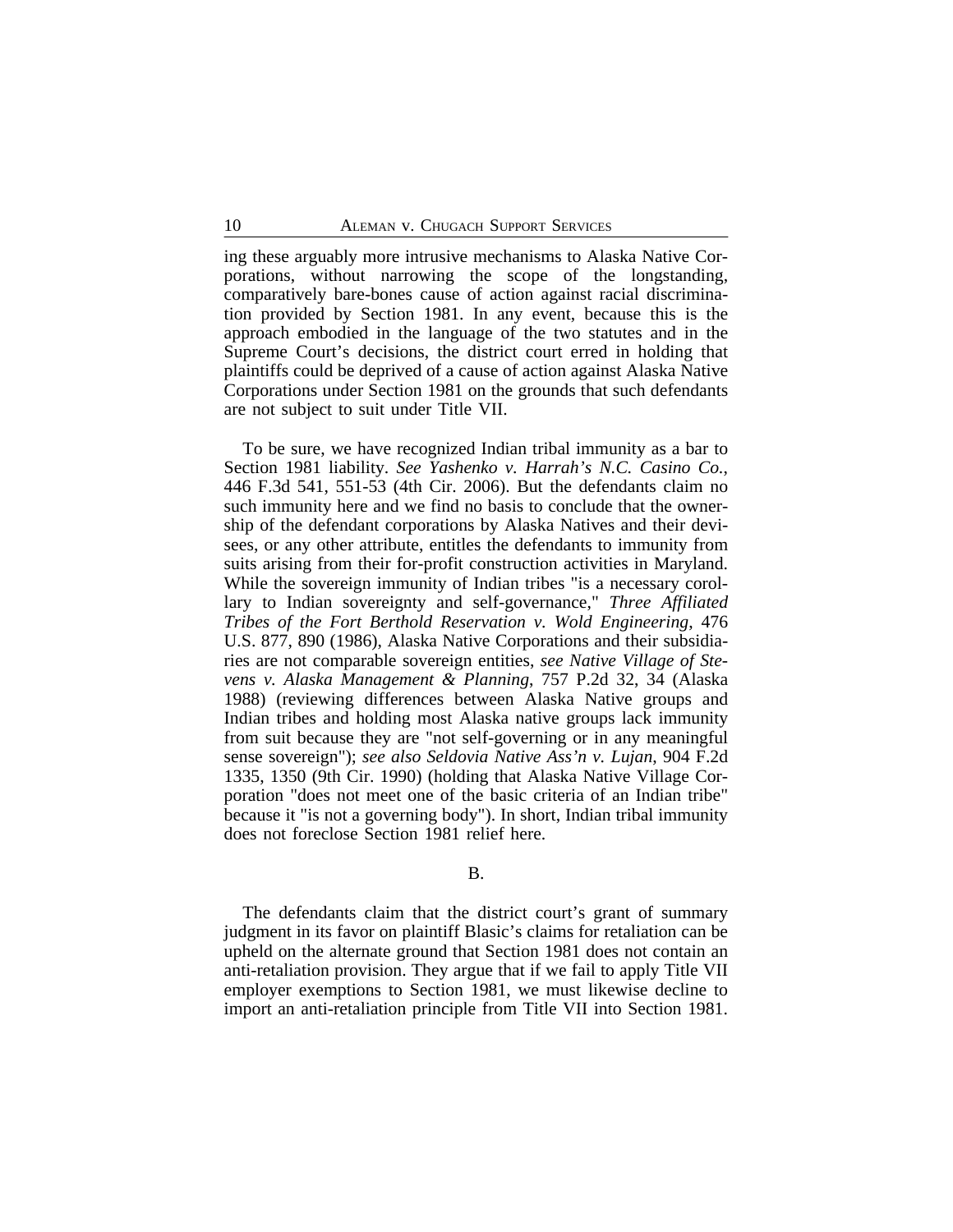ing these arguably more intrusive mechanisms to Alaska Native Corporations, without narrowing the scope of the longstanding, comparatively bare-bones cause of action against racial discrimination provided by Section 1981. In any event, because this is the approach embodied in the language of the two statutes and in the Supreme Court's decisions, the district court erred in holding that plaintiffs could be deprived of a cause of action against Alaska Native Corporations under Section 1981 on the grounds that such defendants are not subject to suit under Title VII.

To be sure, we have recognized Indian tribal immunity as a bar to Section 1981 liability. *See Yashenko v. Harrah's N.C. Casino Co.*, 446 F.3d 541, 551-53 (4th Cir. 2006). But the defendants claim no such immunity here and we find no basis to conclude that the ownership of the defendant corporations by Alaska Natives and their devisees, or any other attribute, entitles the defendants to immunity from suits arising from their for-profit construction activities in Maryland. While the sovereign immunity of Indian tribes "is a necessary corollary to Indian sovereignty and self-governance," *Three Affiliated Tribes of the Fort Berthold Reservation v. Wold Engineering*, 476 U.S. 877, 890 (1986), Alaska Native Corporations and their subsidiaries are not comparable sovereign entities, *see Native Village of Stevens v. Alaska Management & Planning*, 757 P.2d 32, 34 (Alaska 1988) (reviewing differences between Alaska Native groups and Indian tribes and holding most Alaska native groups lack immunity from suit because they are "not self-governing or in any meaningful sense sovereign"); *see also Seldovia Native Ass'n v. Lujan*, 904 F.2d 1335, 1350 (9th Cir. 1990) (holding that Alaska Native Village Corporation "does not meet one of the basic criteria of an Indian tribe" because it "is not a governing body"). In short, Indian tribal immunity does not foreclose Section 1981 relief here.

## B.

The defendants claim that the district court's grant of summary judgment in its favor on plaintiff Blasic's claims for retaliation can be upheld on the alternate ground that Section 1981 does not contain an anti-retaliation provision. They argue that if we fail to apply Title VII employer exemptions to Section 1981, we must likewise decline to import an anti-retaliation principle from Title VII into Section 1981.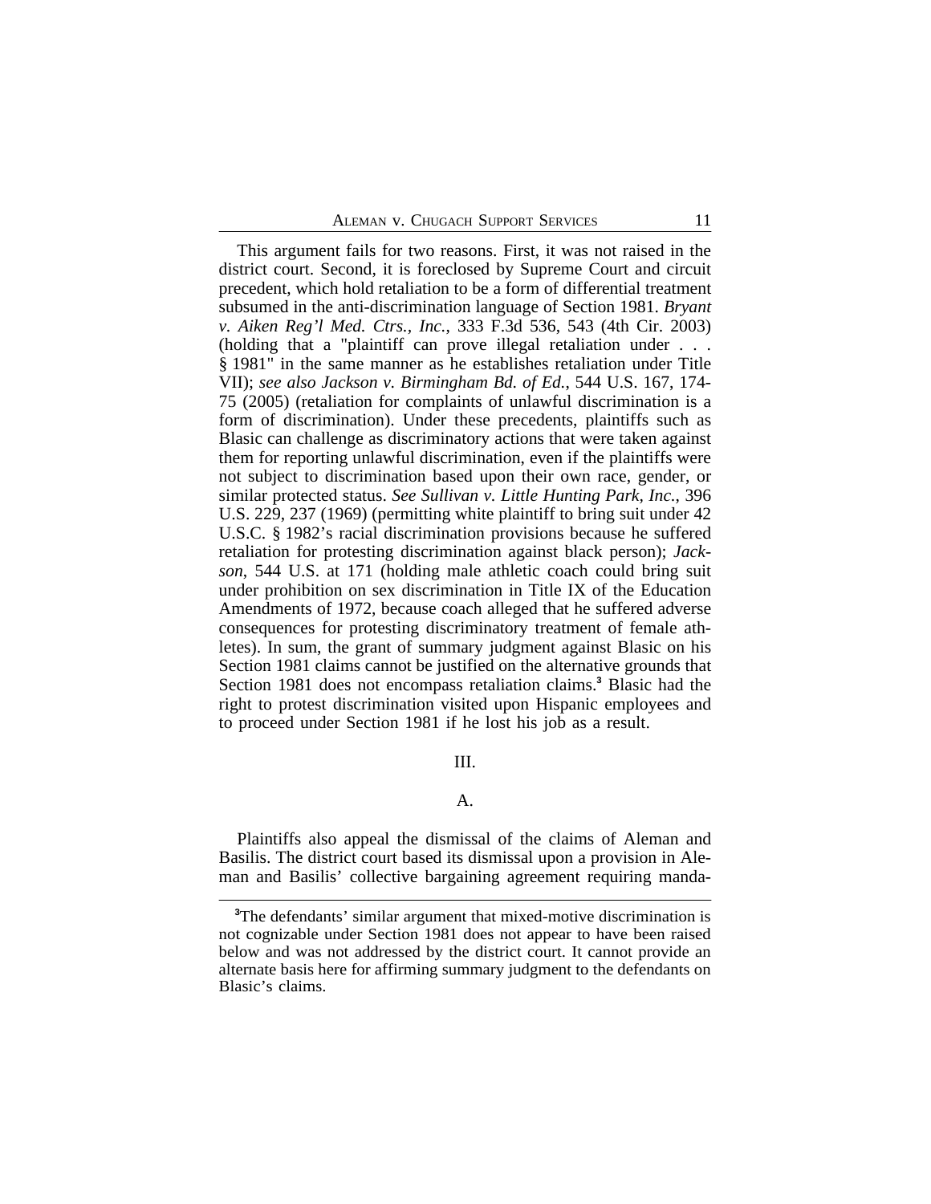This argument fails for two reasons. First, it was not raised in the district court. Second, it is foreclosed by Supreme Court and circuit precedent, which hold retaliation to be a form of differential treatment subsumed in the anti-discrimination language of Section 1981. *Bryant v. Aiken Reg'l Med. Ctrs., Inc.*, 333 F.3d 536, 543 (4th Cir. 2003) (holding that a "plaintiff can prove illegal retaliation under . . . § 1981" in the same manner as he establishes retaliation under Title VII); *see also Jackson v. Birmingham Bd. of Ed.*, 544 U.S. 167, 174-75 (2005) (retaliation for complaints of unlawful discrimination is a form of discrimination). Under these precedents, plaintiffs such as Blasic can challenge as discriminatory actions that were taken against them for reporting unlawful discrimination, even if the plaintiffs were not subject to discrimination based upon their own race, gender, or similar protected status. *See Sullivan v. Little Hunting Park, Inc.*, 396 U.S. 229, 237 (1969) (permitting white plaintiff to bring suit under 42 U.S.C. § 1982's racial discrimination provisions because he suffered retaliation for protesting discrimination against black person); *Jackson*, 544 U.S. at 171 (holding male athletic coach could bring suit under prohibition on sex discrimination in Title IX of the Education Amendments of 1972, because coach alleged that he suffered adverse consequences for protesting discriminatory treatment of female athletes). In sum, the grant of summary judgment against Blasic on his Section 1981 claims cannot be justified on the alternative grounds that Section 1981 does not encompass retaliation claims.[3] Blasic had the right to protest discrimination visited upon Hispanic employees and to proceed under Section 1981 if he lost his job as a result.

## III.

### A.

Plaintiffs also appeal the dismissal of the claims of Aleman and Basilis. The district court based its dismissal upon a provision in Aleman and Basilis' collective bargaining agreement requiring manda-

[3]The defendants' similar argument that mixed-motive discrimination is not cognizable under Section 1981 does not appear to have been raised below and was not addressed by the district court. It cannot provide an alternate basis here for affirming summary judgment to the defendants on Blasic's claims.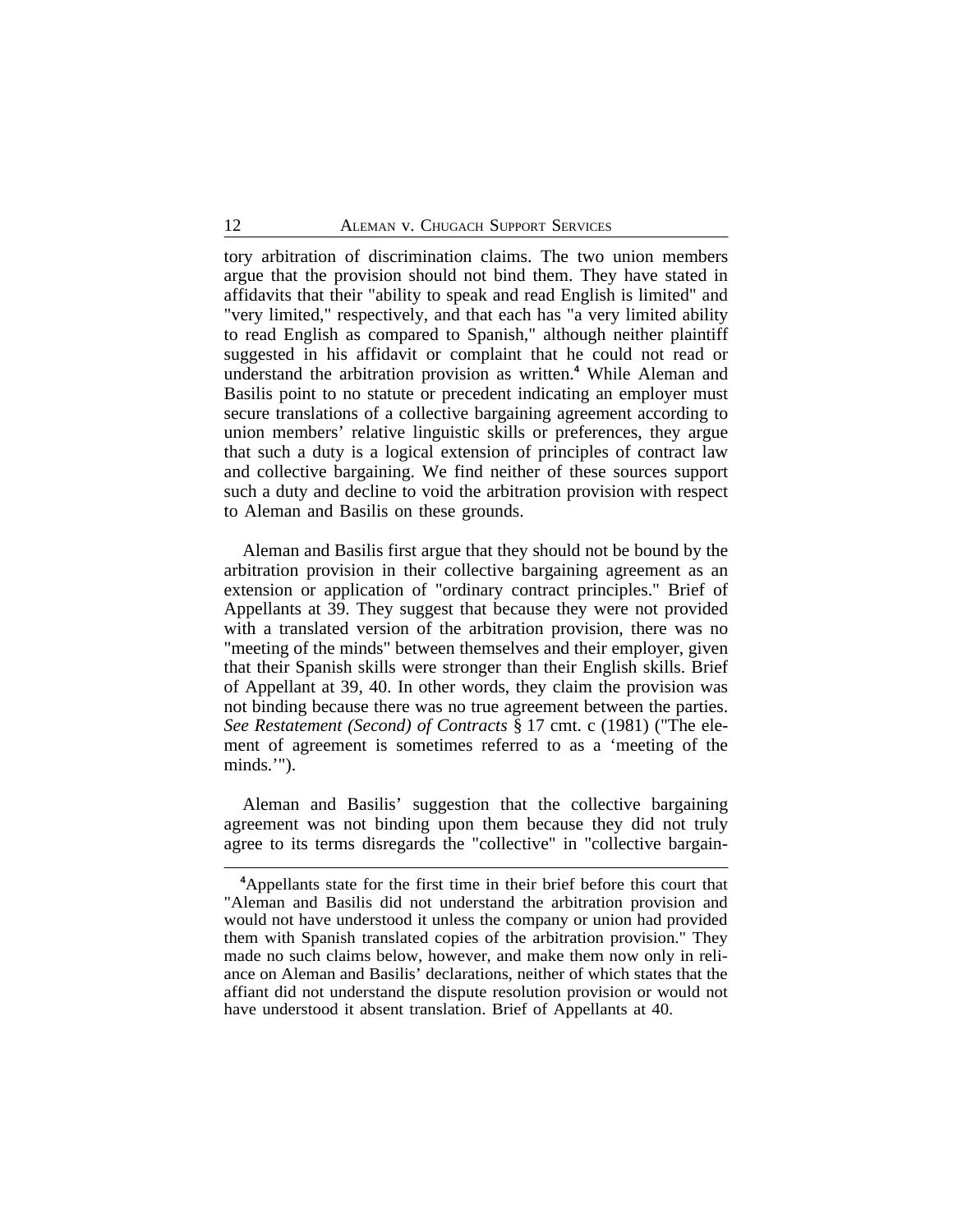tory arbitration of discrimination claims. The two union members argue that the provision should not bind them. They have stated in affidavits that their "ability to speak and read English is limited" and "very limited," respectively, and that each has "a very limited ability to read English as compared to Spanish," although neither plaintiff suggested in his affidavit or complaint that he could not read or understand the arbitration provision as written.[4] While Aleman and Basilis point to no statute or precedent indicating an employer must secure translations of a collective bargaining agreement according to union members' relative linguistic skills or preferences, they argue that such a duty is a logical extension of principles of contract law and collective bargaining. We find neither of these sources support such a duty and decline to void the arbitration provision with respect to Aleman and Basilis on these grounds.

Aleman and Basilis first argue that they should not be bound by the arbitration provision in their collective bargaining agreement as an extension or application of "ordinary contract principles." Brief of Appellants at 39. They suggest that because they were not provided with a translated version of the arbitration provision, there was no "meeting of the minds" between themselves and their employer, given that their Spanish skills were stronger than their English skills. Brief of Appellant at 39, 40. In other words, they claim the provision was not binding because there was no true agreement between the parties. *See Restatement (Second) of Contracts* § 17 cmt. c (1981) ("The element of agreement is sometimes referred to as a 'meeting of the minds.'").

Aleman and Basilis' suggestion that the collective bargaining agreement was not binding upon them because they did not truly agree to its terms disregards the "collective" in "collective bargain-

[4]Appellants state for the first time in their brief before this court that "Aleman and Basilis did not understand the arbitration provision and would not have understood it unless the company or union had provided them with Spanish translated copies of the arbitration provision." They made no such claims below, however, and make them now only in reliance on Aleman and Basilis' declarations, neither of which states that the affiant did not understand the dispute resolution provision or would not have understood it absent translation. Brief of Appellants at 40.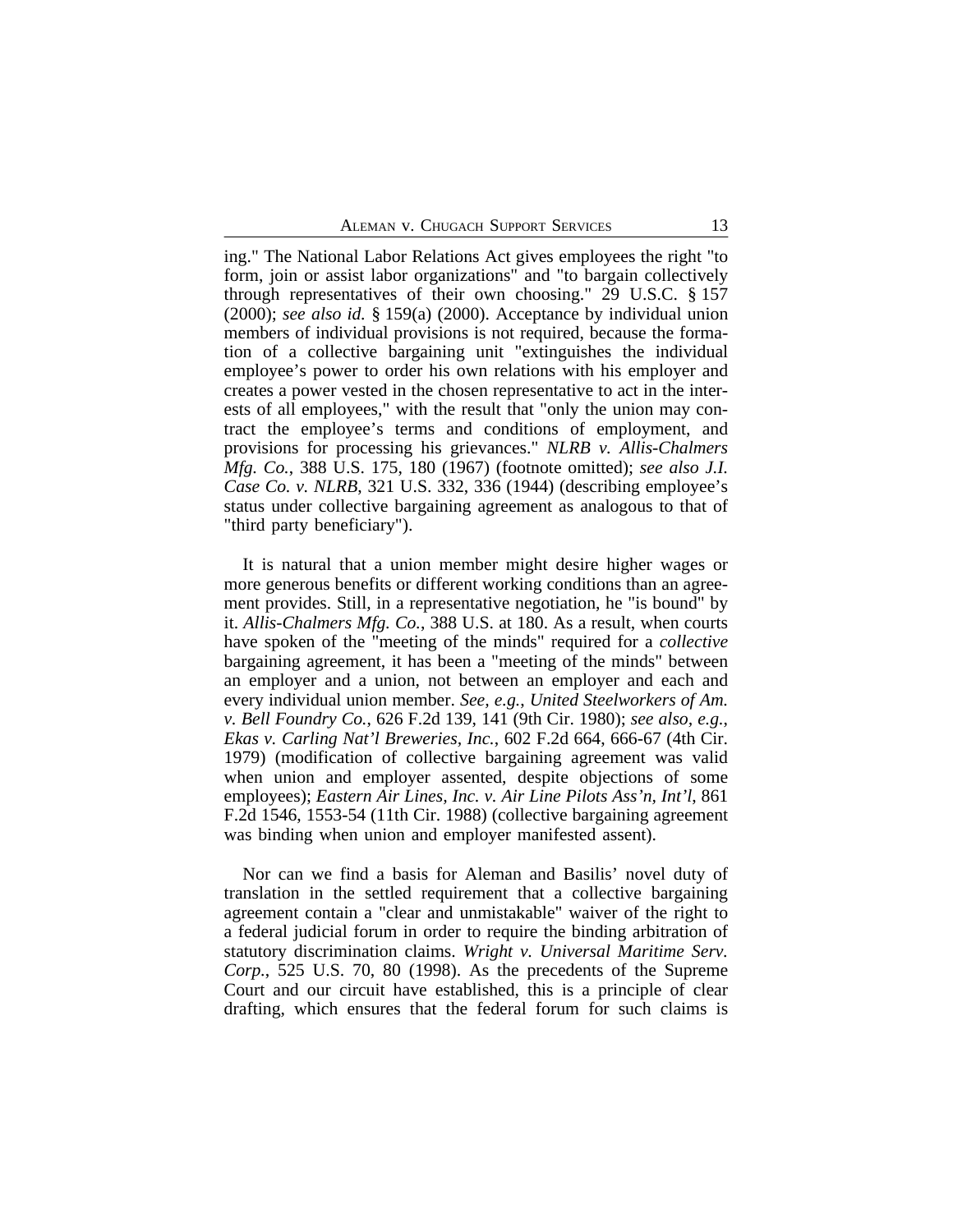ing." The National Labor Relations Act gives employees the right "to form, join or assist labor organizations" and "to bargain collectively through representatives of their own choosing." 29 U.S.C. § 157 (2000); *see also id.* § 159(a) (2000). Acceptance by individual union members of individual provisions is not required, because the formation of a collective bargaining unit "extinguishes the individual employee's power to order his own relations with his employer and creates a power vested in the chosen representative to act in the interests of all employees," with the result that "only the union may contract the employee's terms and conditions of employment, and provisions for processing his grievances." *NLRB v. Allis-Chalmers Mfg. Co.*, 388 U.S. 175, 180 (1967) (footnote omitted); *see also J.I. Case Co. v. NLRB*, 321 U.S. 332, 336 (1944) (describing employee's status under collective bargaining agreement as analogous to that of "third party beneficiary").

It is natural that a union member might desire higher wages or more generous benefits or different working conditions than an agreement provides. Still, in a representative negotiation, he "is bound" by it. *Allis-Chalmers Mfg. Co.*, 388 U.S. at 180. As a result, when courts have spoken of the "meeting of the minds" required for a *collective* bargaining agreement, it has been a "meeting of the minds" between an employer and a union, not between an employer and each and every individual union member. *See, e.g.*, *United Steelworkers of Am. v. Bell Foundry Co.*, 626 F.2d 139, 141 (9th Cir. 1980); *see also, e.g.*, *Ekas v. Carling Nat'l Breweries, Inc.*, 602 F.2d 664, 666-67 (4th Cir. 1979) (modification of collective bargaining agreement was valid when union and employer assented, despite objections of some employees); *Eastern Air Lines, Inc. v. Air Line Pilots Ass'n, Int'l*, 861 F.2d 1546, 1553-54 (11th Cir. 1988) (collective bargaining agreement was binding when union and employer manifested assent).

Nor can we find a basis for Aleman and Basilis' novel duty of translation in the settled requirement that a collective bargaining agreement contain a "clear and unmistakable" waiver of the right to a federal judicial forum in order to require the binding arbitration of statutory discrimination claims. *Wright v. Universal Maritime Serv. Corp.*, 525 U.S. 70, 80 (1998). As the precedents of the Supreme Court and our circuit have established, this is a principle of clear drafting, which ensures that the federal forum for such claims is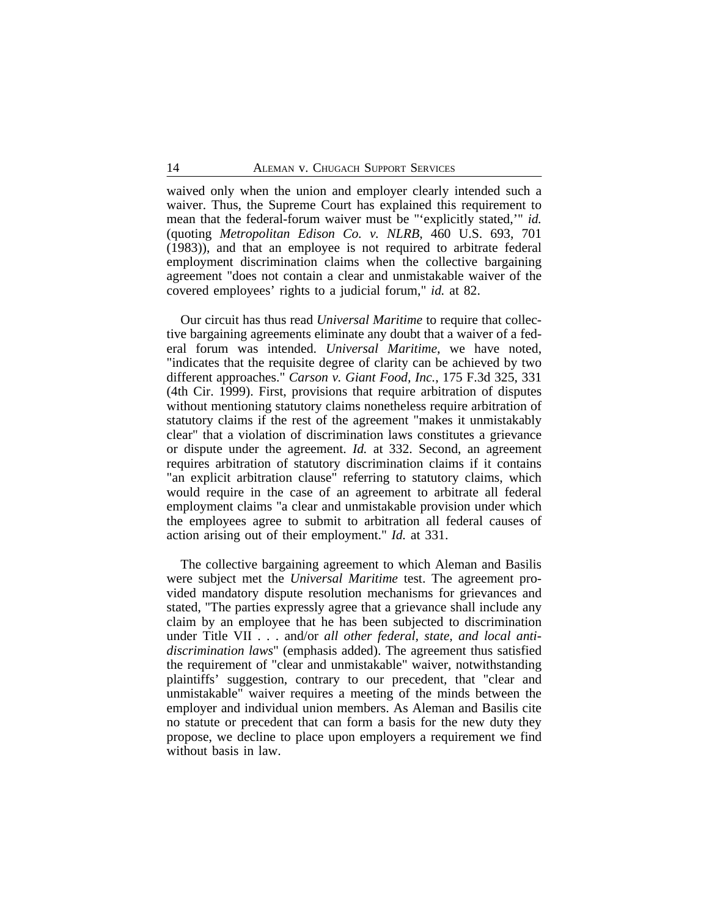waived only when the union and employer clearly intended such a waiver. Thus, the Supreme Court has explained this requirement to mean that the federal-forum waiver must be "'explicitly stated,'" *id.* (quoting *Metropolitan Edison Co. v. NLRB*, 460 U.S. 693, 701 (1983)), and that an employee is not required to arbitrate federal employment discrimination claims when the collective bargaining agreement "does not contain a clear and unmistakable waiver of the covered employees' rights to a judicial forum," *id.* at 82.

Our circuit has thus read *Universal Maritime* to require that collective bargaining agreements eliminate any doubt that a waiver of a federal forum was intended. *Universal Maritime*, we have noted, "indicates that the requisite degree of clarity can be achieved by two different approaches." *Carson v. Giant Food, Inc.*, 175 F.3d 325, 331 (4th Cir. 1999). First, provisions that require arbitration of disputes without mentioning statutory claims nonetheless require arbitration of statutory claims if the rest of the agreement "makes it unmistakably clear" that a violation of discrimination laws constitutes a grievance or dispute under the agreement. *Id.* at 332. Second, an agreement requires arbitration of statutory discrimination claims if it contains "an explicit arbitration clause" referring to statutory claims, which would require in the case of an agreement to arbitrate all federal employment claims "a clear and unmistakable provision under which the employees agree to submit to arbitration all federal causes of action arising out of their employment." *Id.* at 331.

The collective bargaining agreement to which Aleman and Basilis were subject met the *Universal Maritime* test. The agreement provided mandatory dispute resolution mechanisms for grievances and stated, "The parties expressly agree that a grievance shall include any claim by an employee that he has been subjected to discrimination under Title VII . . . and/or *all other federal, state, and local anti-discrimination laws*" (emphasis added). The agreement thus satisfied the requirement of "clear and unmistakable" waiver, notwithstanding plaintiffs' suggestion, contrary to our precedent, that "clear and unmistakable" waiver requires a meeting of the minds between the employer and individual union members. As Aleman and Basilis cite no statute or precedent that can form a basis for the new duty they propose, we decline to place upon employers a requirement we find without basis in law.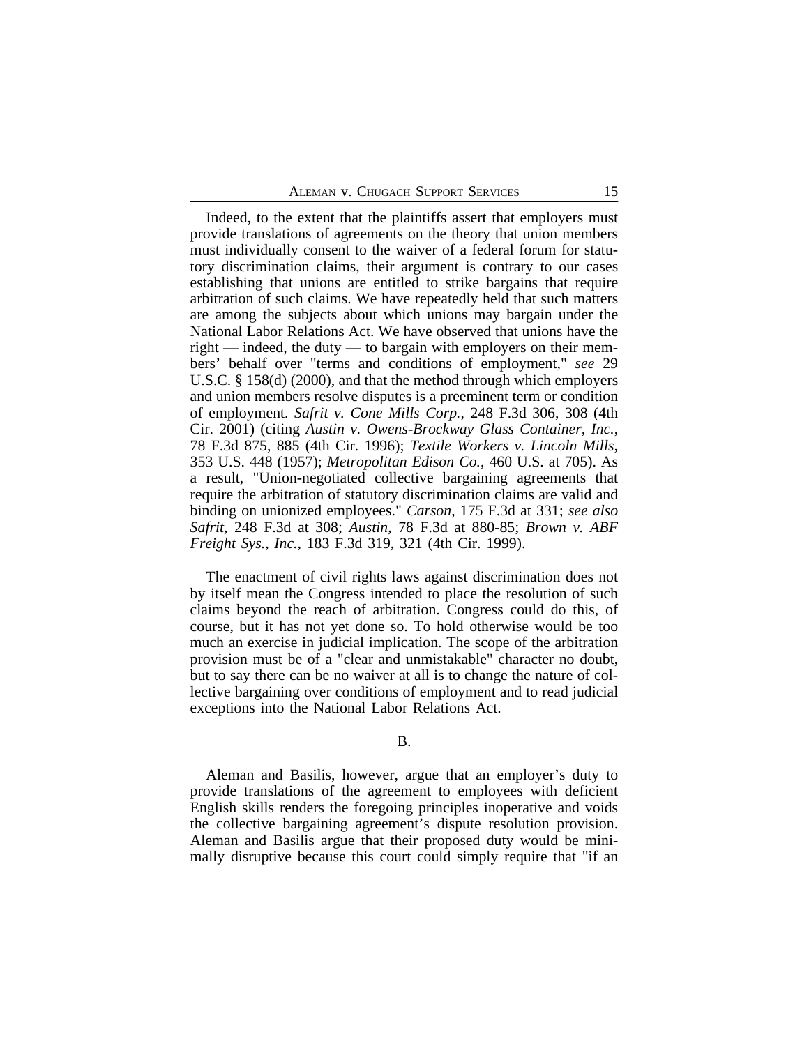Indeed, to the extent that the plaintiffs assert that employers must provide translations of agreements on the theory that union members must individually consent to the waiver of a federal forum for statutory discrimination claims, their argument is contrary to our cases establishing that unions are entitled to strike bargains that require arbitration of such claims. We have repeatedly held that such matters are among the subjects about which unions may bargain under the National Labor Relations Act. We have observed that unions have the right — indeed, the duty — to bargain with employers on their members' behalf over "terms and conditions of employment," *see* 29 U.S.C. § 158(d) (2000), and that the method through which employers and union members resolve disputes is a preeminent term or condition of employment. *Safrit v. Cone Mills Corp.*, 248 F.3d 306, 308 (4th Cir. 2001) (citing *Austin v. Owens-Brockway Glass Container, Inc.*, 78 F.3d 875, 885 (4th Cir. 1996); *Textile Workers v. Lincoln Mills*, 353 U.S. 448 (1957); *Metropolitan Edison Co.*, 460 U.S. at 705). As a result, "Union-negotiated collective bargaining agreements that require the arbitration of statutory discrimination claims are valid and binding on unionized employees." *Carson*, 175 F.3d at 331; *see also Safrit*, 248 F.3d at 308; *Austin*, 78 F.3d at 880-85; *Brown v. ABF Freight Sys., Inc.*, 183 F.3d 319, 321 (4th Cir. 1999).

The enactment of civil rights laws against discrimination does not by itself mean the Congress intended to place the resolution of such claims beyond the reach of arbitration. Congress could do this, of course, but it has not yet done so. To hold otherwise would be too much an exercise in judicial implication. The scope of the arbitration provision must be of a "clear and unmistakable" character no doubt, but to say there can be no waiver at all is to change the nature of collective bargaining over conditions of employment and to read judicial exceptions into the National Labor Relations Act.

B.

Aleman and Basilis, however, argue that an employer's duty to provide translations of the agreement to employees with deficient English skills renders the foregoing principles inoperative and voids the collective bargaining agreement's dispute resolution provision. Aleman and Basilis argue that their proposed duty would be minimally disruptive because this court could simply require that "if an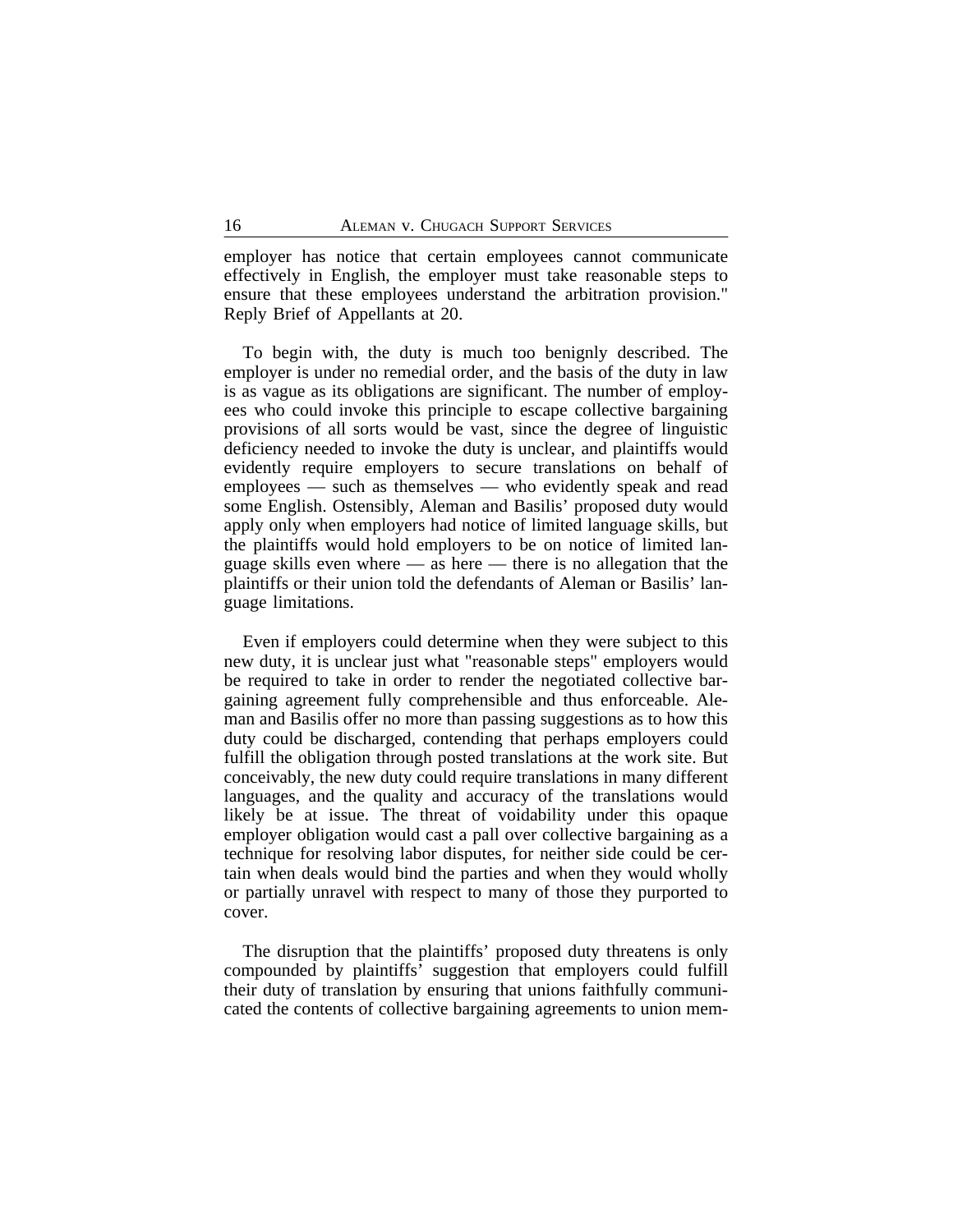employer has notice that certain employees cannot communicate effectively in English, the employer must take reasonable steps to ensure that these employees understand the arbitration provision." Reply Brief of Appellants at 20.

To begin with, the duty is much too benignly described. The employer is under no remedial order, and the basis of the duty in law is as vague as its obligations are significant. The number of employees who could invoke this principle to escape collective bargaining provisions of all sorts would be vast, since the degree of linguistic deficiency needed to invoke the duty is unclear, and plaintiffs would evidently require employers to secure translations on behalf of employees — such as themselves — who evidently speak and read some English. Ostensibly, Aleman and Basilis' proposed duty would apply only when employers had notice of limited language skills, but the plaintiffs would hold employers to be on notice of limited language skills even where — as here — there is no allegation that the plaintiffs or their union told the defendants of Aleman or Basilis' language limitations.

Even if employers could determine when they were subject to this new duty, it is unclear just what "reasonable steps" employers would be required to take in order to render the negotiated collective bargaining agreement fully comprehensible and thus enforceable. Aleman and Basilis offer no more than passing suggestions as to how this duty could be discharged, contending that perhaps employers could fulfill the obligation through posted translations at the work site. But conceivably, the new duty could require translations in many different languages, and the quality and accuracy of the translations would likely be at issue. The threat of voidability under this opaque employer obligation would cast a pall over collective bargaining as a technique for resolving labor disputes, for neither side could be certain when deals would bind the parties and when they would wholly or partially unravel with respect to many of those they purported to cover.

The disruption that the plaintiffs' proposed duty threatens is only compounded by plaintiffs' suggestion that employers could fulfill their duty of translation by ensuring that unions faithfully communicated the contents of collective bargaining agreements to union mem-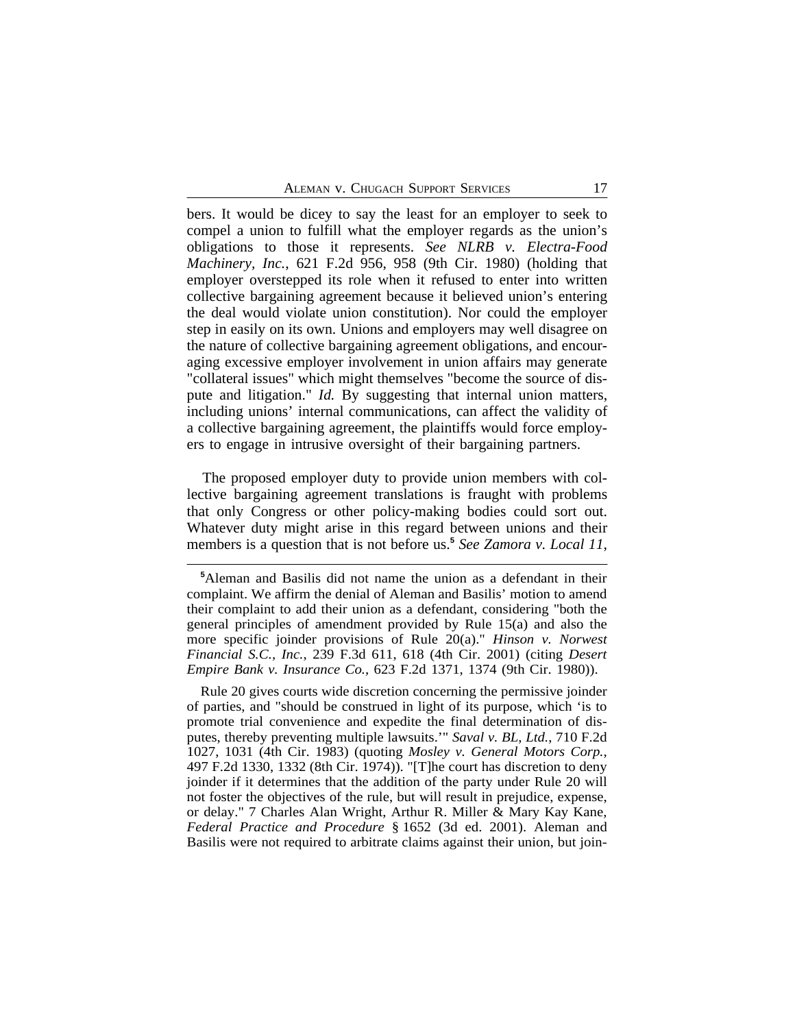bers. It would be dicey to say the least for an employer to seek to compel a union to fulfill what the employer regards as the union's obligations to those it represents. *See NLRB v. Electra-Food Machinery, Inc.*, 621 F.2d 956, 958 (9th Cir. 1980) (holding that employer overstepped its role when it refused to enter into written collective bargaining agreement because it believed union's entering the deal would violate union constitution). Nor could the employer step in easily on its own. Unions and employers may well disagree on the nature of collective bargaining agreement obligations, and encouraging excessive employer involvement in union affairs may generate "collateral issues" which might themselves "become the source of dispute and litigation." *Id.* By suggesting that internal union matters, including unions' internal communications, can affect the validity of a collective bargaining agreement, the plaintiffs would force employers to engage in intrusive oversight of their bargaining partners.

The proposed employer duty to provide union members with collective bargaining agreement translations is fraught with problems that only Congress or other policy-making bodies could sort out. Whatever duty might arise in this regard between unions and their members is a question that is not before us.[5] *See Zamora v. Local 11,*

---

[5]Aleman and Basilis did not name the union as a defendant in their complaint. We affirm the denial of Aleman and Basilis' motion to amend their complaint to add their union as a defendant, considering "both the general principles of amendment provided by Rule 15(a) and also the more specific joinder provisions of Rule 20(a)." *Hinson v. Norwest Financial S.C., Inc.*, 239 F.3d 611, 618 (4th Cir. 2001) (citing *Desert Empire Bank v. Insurance Co.*, 623 F.2d 1371, 1374 (9th Cir. 1980)).

Rule 20 gives courts wide discretion concerning the permissive joinder of parties, and "should be construed in light of its purpose, which 'is to promote trial convenience and expedite the final determination of disputes, thereby preventing multiple lawsuits.'" *Saval v. BL, Ltd.*, 710 F.2d 1027, 1031 (4th Cir. 1983) (quoting *Mosley v. General Motors Corp.*, 497 F.2d 1330, 1332 (8th Cir. 1974)). "[T]he court has discretion to deny joinder if it determines that the addition of the party under Rule 20 will not foster the objectives of the rule, but will result in prejudice, expense, or delay." 7 Charles Alan Wright, Arthur R. Miller & Mary Kay Kane, *Federal Practice and Procedure* § 1652 (3d ed. 2001). Aleman and Basilis were not required to arbitrate claims against their union, but join-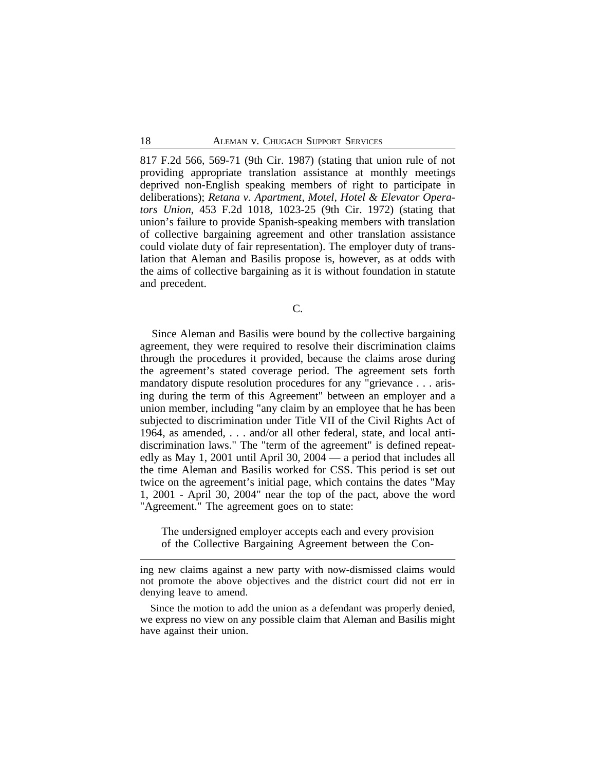817 F.2d 566, 569-71 (9th Cir. 1987) (stating that union rule of not providing appropriate translation assistance at monthly meetings deprived non-English speaking members of right to participate in deliberations); *Retana v. Apartment, Motel, Hotel & Elevator Operators Union*, 453 F.2d 1018, 1023-25 (9th Cir. 1972) (stating that union's failure to provide Spanish-speaking members with translation of collective bargaining agreement and other translation assistance could violate duty of fair representation). The employer duty of translation that Aleman and Basilis propose is, however, as at odds with the aims of collective bargaining as it is without foundation in statute and precedent.

### C.

Since Aleman and Basilis were bound by the collective bargaining agreement, they were required to resolve their discrimination claims through the procedures it provided, because the claims arose during the agreement's stated coverage period. The agreement sets forth mandatory dispute resolution procedures for any "grievance . . . arising during the term of this Agreement" between an employer and a union member, including "any claim by an employee that he has been subjected to discrimination under Title VII of the Civil Rights Act of 1964, as amended, . . . and/or all other federal, state, and local anti-discrimination laws." The "term of the agreement" is defined repeatedly as May 1, 2001 until April 30, 2004 — a period that includes all the time Aleman and Basilis worked for CSS. This period is set out twice on the agreement's initial page, which contains the dates "May 1, 2001 - April 30, 2004" near the top of the pact, above the word "Agreement." The agreement goes on to state:

> The undersigned employer accepts each and every provision of the Collective Bargaining Agreement between the Con-

---

ing new claims against a new party with now-dismissed claims would not promote the above objectives and the district court did not err in denying leave to amend.

Since the motion to add the union as a defendant was properly denied, we express no view on any possible claim that Aleman and Basilis might have against their union.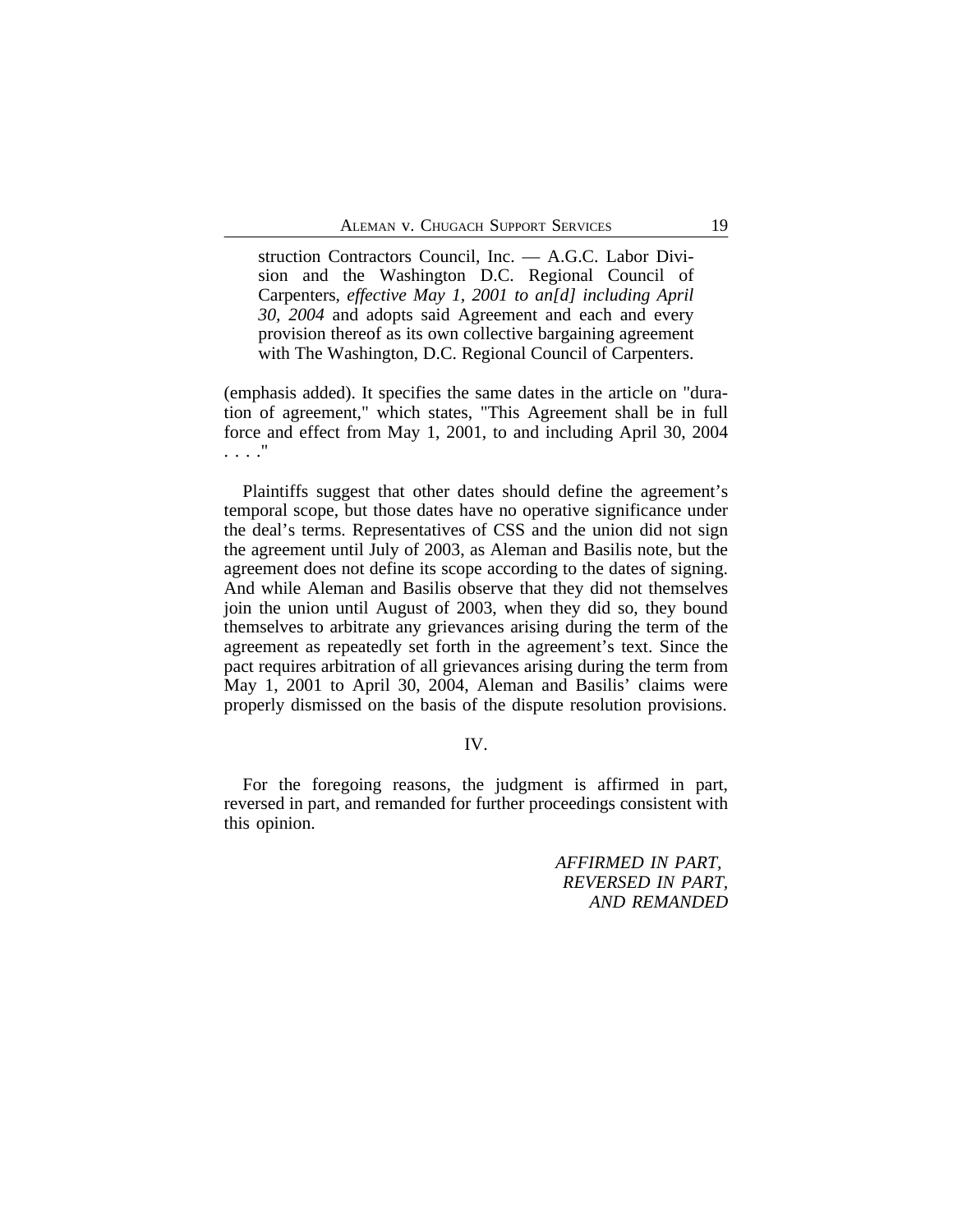> struction Contractors Council, Inc. — A.G.C. Labor Division and the Washington D.C. Regional Council of Carpenters, *effective May 1, 2001 to an[d] including April 30, 2004* and adopts said Agreement and each and every provision thereof as its own collective bargaining agreement with The Washington, D.C. Regional Council of Carpenters.

(emphasis added). It specifies the same dates in the article on "duration of agreement," which states, "This Agreement shall be in full force and effect from May 1, 2001, to and including April 30, 2004 . . . ."

Plaintiffs suggest that other dates should define the agreement's temporal scope, but those dates have no operative significance under the deal's terms. Representatives of CSS and the union did not sign the agreement until July of 2003, as Aleman and Basilis note, but the agreement does not define its scope according to the dates of signing. And while Aleman and Basilis observe that they did not themselves join the union until August of 2003, when they did so, they bound themselves to arbitrate any grievances arising during the term of the agreement as repeatedly set forth in the agreement's text. Since the pact requires arbitration of all grievances arising during the term from May 1, 2001 to April 30, 2004, Aleman and Basilis' claims were properly dismissed on the basis of the dispute resolution provisions.

## IV.

For the foregoing reasons, the judgment is affirmed in part, reversed in part, and remanded for further proceedings consistent with this opinion.

*AFFIRMED IN PART,*
*REVERSED IN PART,*
*AND REMANDED*